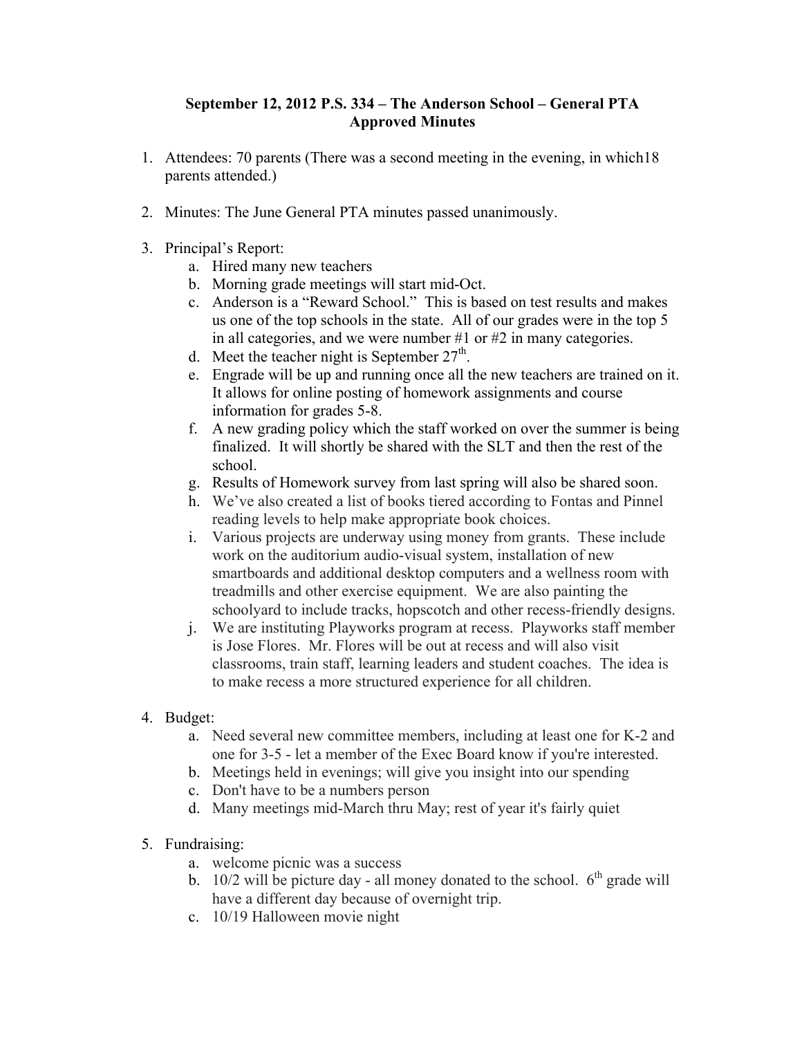# September 12, 2012 P.S. 334 – The Anderson School – General PTA Approved Minutes

1. Attendees: 70 parents (There was a second meeting in the evening, in which18 parents attended.)

2. Minutes: The June General PTA minutes passed unanimously.

3. Principal's Report:
   a. Hired many new teachers
   b. Morning grade meetings will start mid-Oct.
   c. Anderson is a "Reward School." This is based on test results and makes us one of the top schools in the state. All of our grades were in the top 5 in all categories, and we were number #1 or #2 in many categories.
   d. Meet the teacher night is September 27th.
   e. Engrade will be up and running once all the new teachers are trained on it. It allows for online posting of homework assignments and course information for grades 5-8.
   f. A new grading policy which the staff worked on over the summer is being finalized. It will shortly be shared with the SLT and then the rest of the school.
   g. Results of Homework survey from last spring will also be shared soon.
   h. We've also created a list of books tiered according to Fontas and Pinnel reading levels to help make appropriate book choices.
   i. Various projects are underway using money from grants. These include work on the auditorium audio-visual system, installation of new smartboards and additional desktop computers and a wellness room with treadmills and other exercise equipment. We are also painting the schoolyard to include tracks, hopscotch and other recess-friendly designs.
   j. We are instituting Playworks program at recess. Playworks staff member is Jose Flores. Mr. Flores will be out at recess and will also visit classrooms, train staff, learning leaders and student coaches. The idea is to make recess a more structured experience for all children.

4. Budget:
   a. Need several new committee members, including at least one for K-2 and one for 3-5 - let a member of the Exec Board know if you're interested.
   b. Meetings held in evenings; will give you insight into our spending
   c. Don't have to be a numbers person
   d. Many meetings mid-March thru May; rest of year it's fairly quiet

5. Fundraising:
   a. welcome picnic was a success
   b. 10/2 will be picture day - all money donated to the school. 6th grade will have a different day because of overnight trip.
   c. 10/19 Halloween movie night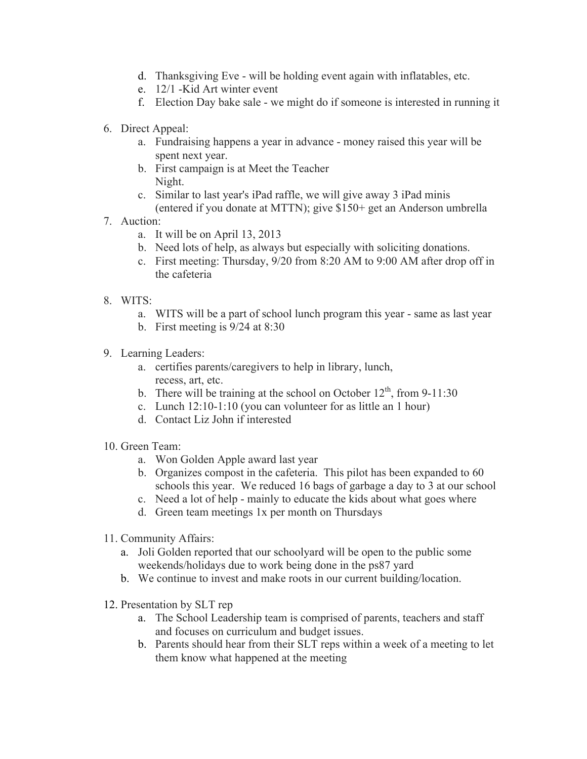d. Thanksgiving Eve - will be holding event again with inflatables, etc.
   e. 12/1 -Kid Art winter event
   f. Election Day bake sale - we might do if someone is interested in running it

6. Direct Appeal:
   a. Fundraising happens a year in advance - money raised this year will be spent next year.
   b. First campaign is at Meet the Teacher Night.
   c. Similar to last year's iPad raffle, we will give away 3 iPad minis (entered if you donate at MTTN); give $150+ get an Anderson umbrella

7. Auction:
   a. It will be on April 13, 2013
   b. Need lots of help, as always but especially with soliciting donations.
   c. First meeting: Thursday, 9/20 from 8:20 AM to 9:00 AM after drop off in the cafeteria

8. WITS:
   a. WITS will be a part of school lunch program this year - same as last year
   b. First meeting is 9/24 at 8:30

9. Learning Leaders:
   a. certifies parents/caregivers to help in library, lunch, recess, art, etc.
   b. There will be training at the school on October 12th, from 9-11:30
   c. Lunch 12:10-1:10 (you can volunteer for as little an 1 hour)
   d. Contact Liz John if interested

10. Green Team:
    a. Won Golden Apple award last year
    b. Organizes compost in the cafeteria. This pilot has been expanded to 60 schools this year. We reduced 16 bags of garbage a day to 3 at our school
    c. Need a lot of help - mainly to educate the kids about what goes where
    d. Green team meetings 1x per month on Thursdays

11. Community Affairs:
    a. Joli Golden reported that our schoolyard will be open to the public some weekends/holidays due to work being done in the ps87 yard
    b. We continue to invest and make roots in our current building/location.

12. Presentation by SLT rep
    a. The School Leadership team is comprised of parents, teachers and staff and focuses on curriculum and budget issues.
    b. Parents should hear from their SLT reps within a week of a meeting to let them know what happened at the meeting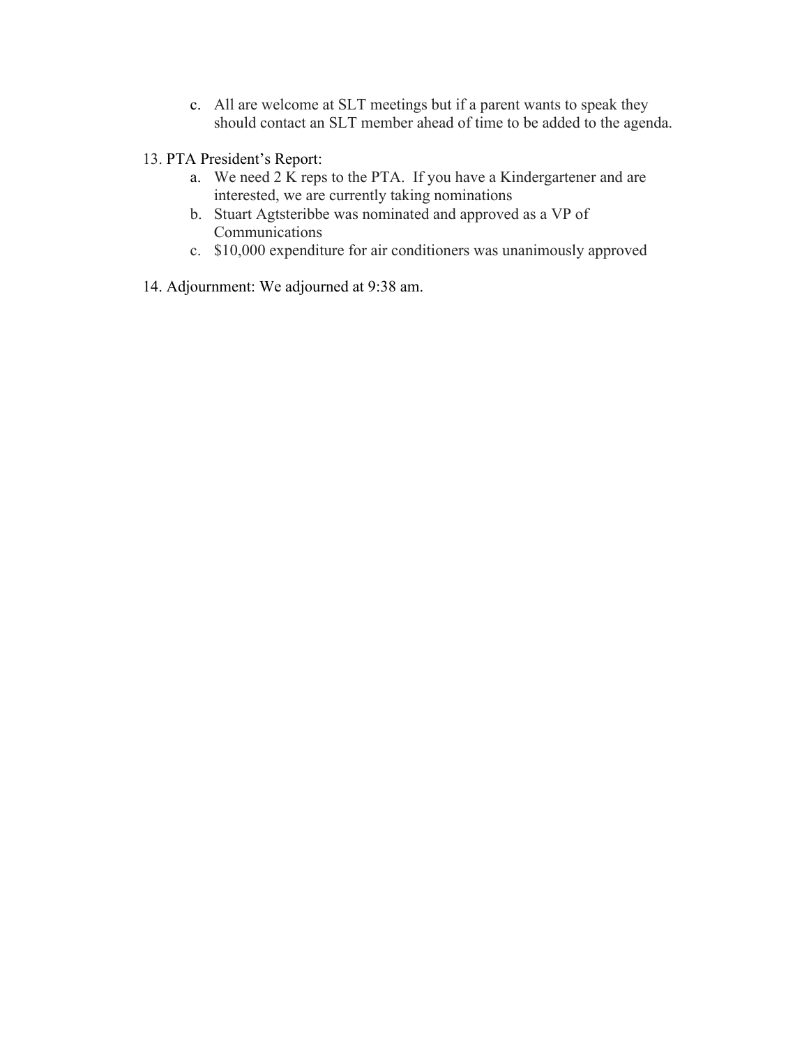c. All are welcome at SLT meetings but if a parent wants to speak they should contact an SLT member ahead of time to be added to the agenda.

13. PTA President's Report:
    a. We need 2 K reps to the PTA. If you have a Kindergartener and are interested, we are currently taking nominations
    b. Stuart Agtsteribbe was nominated and approved as a VP of Communications
    c. $10,000 expenditure for air conditioners was unanimously approved

14. Adjournment: We adjourned at 9:38 am.